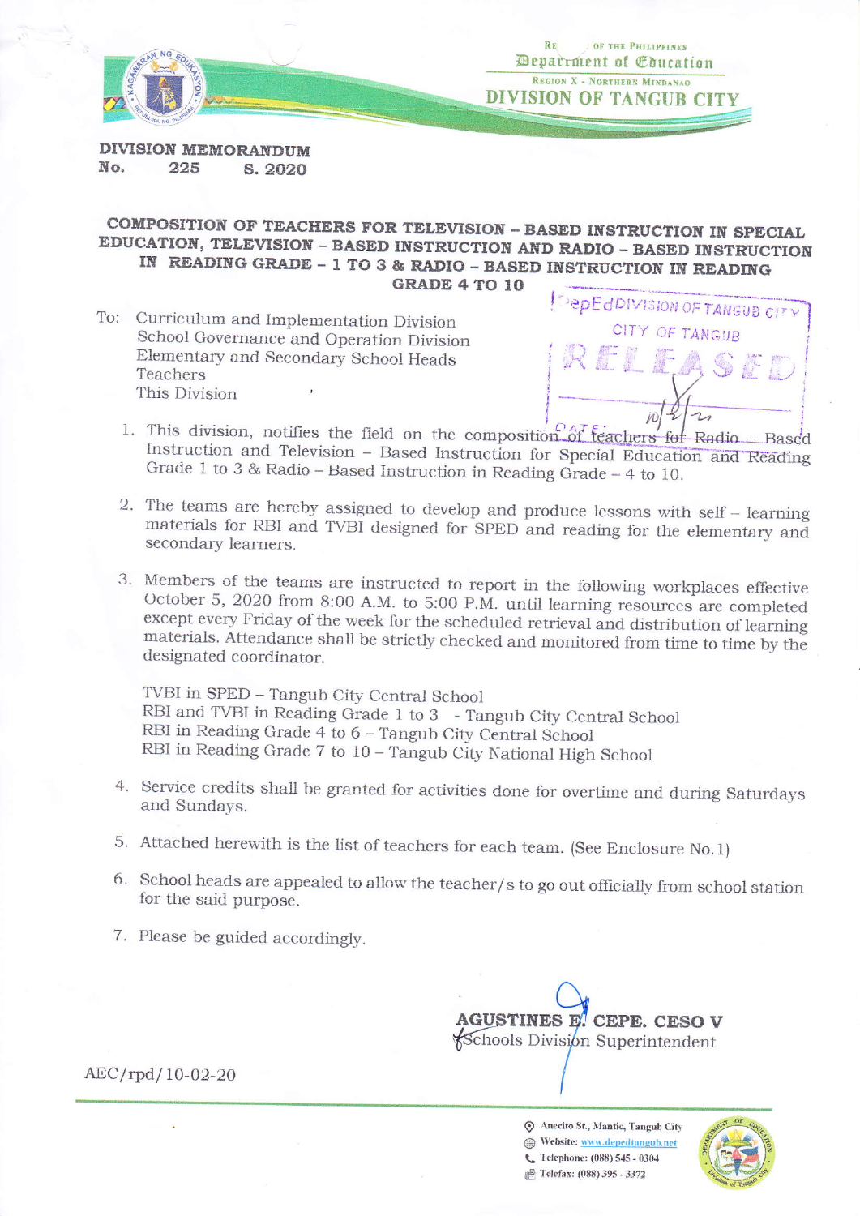Republic of the Philippines
Department of Education
Region X - Northern Mindanao
DIVISION OF TANGUB CITY

**DIVISION MEMORANDUM**
**No. 225 s. 2020**

## COMPOSITION OF TEACHERS FOR TELEVISION – BASED INSTRUCTION IN SPECIAL EDUCATION, TELEVISION – BASED INSTRUCTION AND RADIO – BASED INSTRUCTION IN READING GRADE – 1 TO 3 & RADIO – BASED INSTRUCTION IN READING GRADE 4 TO 10

DepEd DIVISION OF TANGUB CITY
CITY OF TANGUB
RELEASED
DATE: 10/2/20

To: Curriculum and Implementation Division
School Governance and Operation Division
Elementary and Secondary School Heads
Teachers
This Division

1. This division, notifies the field on the composition of teachers for Radio – Based Instruction and Television – Based Instruction for Special Education and Reading Grade 1 to 3 & Radio – Based Instruction in Reading Grade – 4 to 10.

2. The teams are hereby assigned to develop and produce lessons with self – learning materials for RBI and TVBI designed for SPED and reading for the elementary and secondary learners.

3. Members of the teams are instructed to report in the following workplaces effective October 5, 2020 from 8:00 A.M. to 5:00 P.M. until learning resources are completed except every Friday of the week for the scheduled retrieval and distribution of learning materials. Attendance shall be strictly checked and monitored from time to time by the designated coordinator.

   TVBI in SPED – Tangub City Central School
   RBI and TVBI in Reading Grade 1 to 3 - Tangub City Central School
   RBI in Reading Grade 4 to 6 – Tangub City Central School
   RBI in Reading Grade 7 to 10 – Tangub City National High School

4. Service credits shall be granted for activities done for overtime and during Saturdays and Sundays.

5. Attached herewith is the list of teachers for each team. (See Enclosure No.1)

6. School heads are appealed to allow the teacher/s to go out officially from school station for the said purpose.

7. Please be guided accordingly.

**AGUSTINES E. CEPE, CESO V**
Schools Division Superintendent

AEC/rpd/10-02-20

Anecito St., Mantic, Tangub City
Website: www.depedtangub.net
Telephone: (088) 545 - 0304
Telefax: (088) 395 - 3372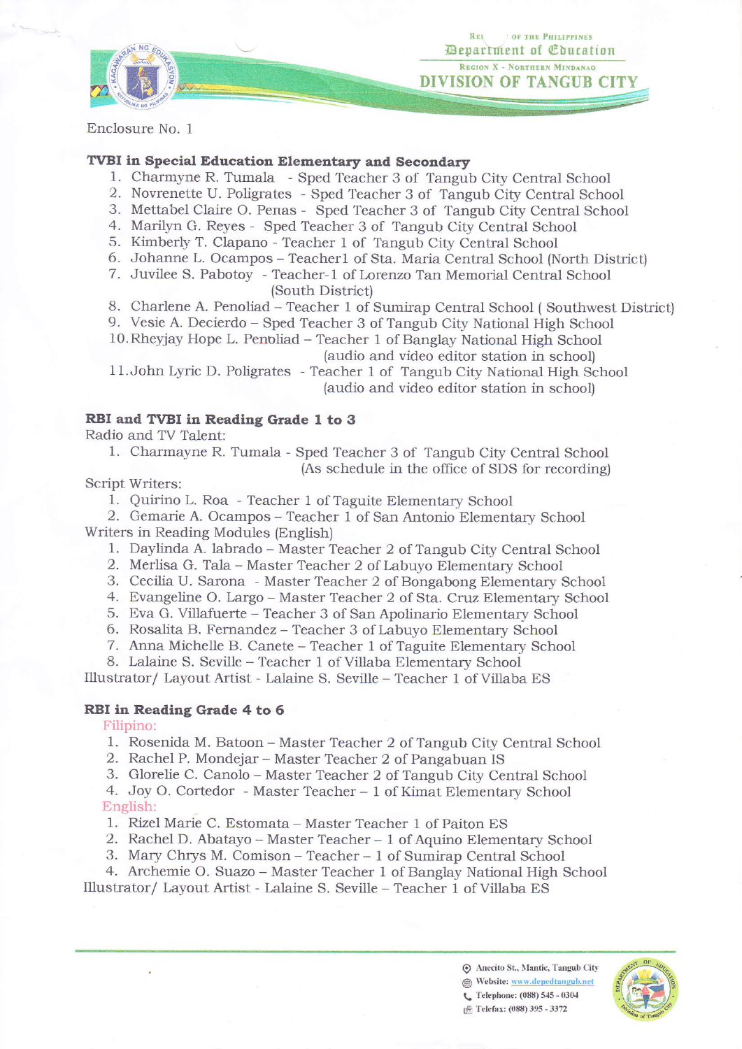Enclosure No. 1

**TVBI in Special Education Elementary and Secondary**

1. Charmyne R. Tumala - Sped Teacher 3 of Tangub City Central School
2. Novrenette U. Poligrates - Sped Teacher 3 of Tangub City Central School
3. Mettabel Claire O. Penas - Sped Teacher 3 of Tangub City Central School
4. Marilyn G. Reyes - Sped Teacher 3 of Tangub City Central School
5. Kimberly T. Clapano - Teacher 1 of Tangub City Central School
6. Johanne L. Ocampos – Teacher1 of Sta. Maria Central School (North District)
7. Juvilee S. Pabotoy - Teacher-1 of Lorenzo Tan Memorial Central School (South District)
8. Charlene A. Penoliad – Teacher 1 of Sumirap Central School ( Southwest District)
9. Vesie A. Decierdo – Sped Teacher 3 of Tangub City National High School
10. Rheyjay Hope L. Penoliad – Teacher 1 of Banglay National High School (audio and video editor station in school)
11. John Lyric D. Poligrates - Teacher 1 of Tangub City National High School (audio and video editor station in school)

**RBI and TVBI in Reading Grade 1 to 3**

Radio and TV Talent:

1. Charmayne R. Tumala - Sped Teacher 3 of Tangub City Central School (As schedule in the office of SDS for recording)

Script Writers:

1. Quirino L. Roa - Teacher 1 of Taguite Elementary School
2. Gemarie A. Ocampos – Teacher 1 of San Antonio Elementary School

Writers in Reading Modules (English)

1. Daylinda A. labrado – Master Teacher 2 of Tangub City Central School
2. Merlisa G. Tala – Master Teacher 2 of Labuyo Elementary School
3. Cecilia U. Sarona - Master Teacher 2 of Bongabong Elementary School
4. Evangeline O. Largo – Master Teacher 2 of Sta. Cruz Elementary School
5. Eva G. Villafuerte – Teacher 3 of San Apolinario Elementary School
6. Rosalita B. Fernandez – Teacher 3 of Labuyo Elementary School
7. Anna Michelle B. Canete – Teacher 1 of Taguite Elementary School
8. Lalaine S. Seville – Teacher 1 of Villaba Elementary School

Illustrator/ Layout Artist - Lalaine S. Seville – Teacher 1 of Villaba ES

**RBI in Reading Grade 4 to 6**

Filipino:

1. Rosenida M. Batoon – Master Teacher 2 of Tangub City Central School
2. Rachel P. Mondejar – Master Teacher 2 of Pangabuan IS
3. Glorelie C. Canolo – Master Teacher 2 of Tangub City Central School
4. Joy O. Cortedor - Master Teacher – 1 of Kimat Elementary School

English:

1. Rizel Marie C. Estomata – Master Teacher 1 of Paiton ES
2. Rachel D. Abatayo – Master Teacher – 1 of Aquino Elementary School
3. Mary Chrys M. Comison – Teacher – 1 of Sumirap Central School
4. Archemie O. Suazo – Master Teacher 1 of Banglay National High School

Illustrator/ Layout Artist - Lalaine S. Seville – Teacher 1 of Villaba ES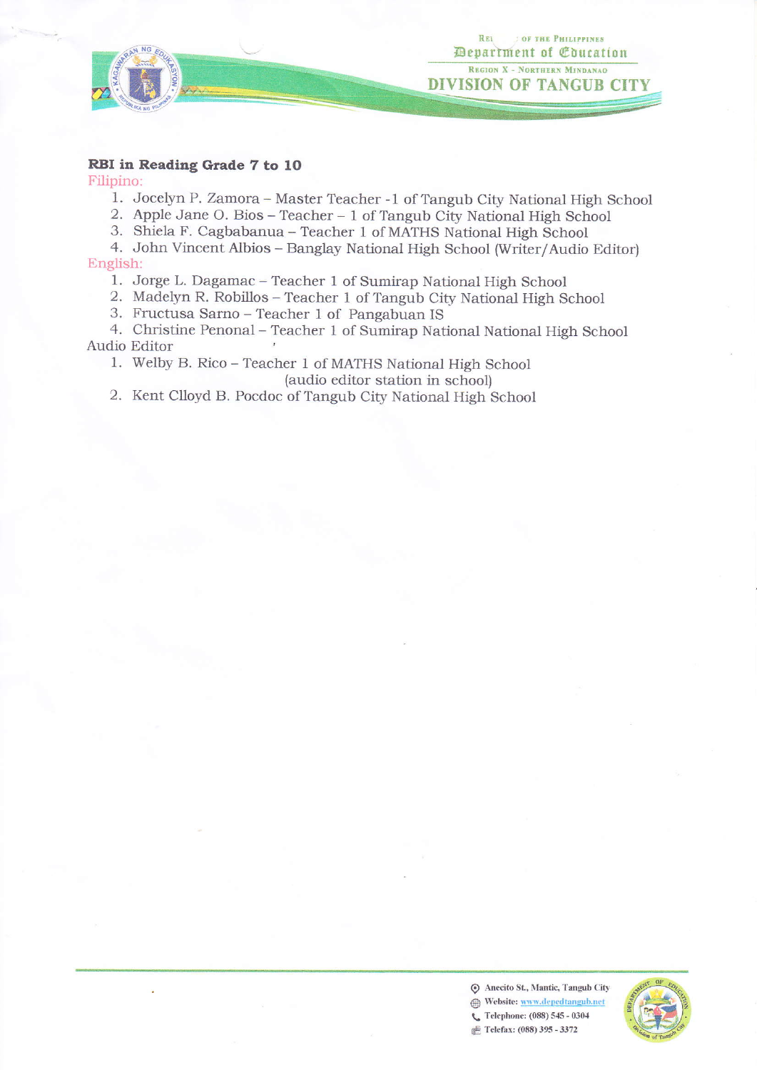**RBI in Reading Grade 7 to 10**

Filipino:

1. Jocelyn P. Zamora – Master Teacher -1 of Tangub City National High School
2. Apple Jane O. Bios – Teacher – 1 of Tangub City National High School
3. Shiela F. Cagbabanua – Teacher 1 of MATHS National High School
4. John Vincent Albios – Banglay National High School (Writer/Audio Editor)

English:

1. Jorge L. Dagamac – Teacher 1 of Sumirap National High School
2. Madelyn R. Robillos – Teacher 1 of Tangub City National High School
3. Fructusa Sarno – Teacher 1 of Pangabuan IS
4. Christine Penonal – Teacher 1 of Sumirap National National High School

Audio Editor

1. Welby B. Rico – Teacher 1 of MATHS National High School (audio editor station in school)
2. Kent Clloyd B. Pocdoc of Tangub City National High School